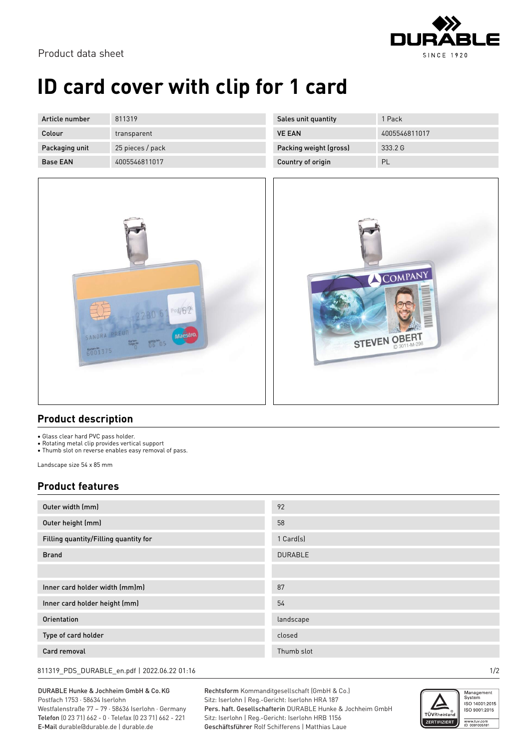Product data sheet

# ID card cover with clip for 1 card

| Article number | 811319 | Sales unit quantity | 1 Pack |
|---|---|---|---|
| Colour | transparent | VE EAN | 4005546811017 |
| Packaging unit | 25 pieces / pack | Packing weight (gross) | 333.2 G |
| Base EAN | 4005546811017 | Country of origin | PL |

## Product description

- Glass clear hard PVC pass holder.
- Rotating metal clip provides vertical support
- Thumb slot on reverse enables easy removal of pass.

Landscape size 54 x 85 mm

## Product features

| | |
|---|---|
| Outer width (mm) | 92 |
| Outer height (mm) | 58 |
| Filling quantity/Filling quantity for | 1 Card(s) |
| Brand | DURABLE |
| | |
| Inner card holder width (mm)m) | 87 |
| Inner card holder height (mm) | 54 |
| Orientation | landscape |
| Type of card holder | closed |
| Card removal | Thumb slot |

811319_PDS_DURABLE_en.pdf | 2022.06.22 01:16

DURABLE Hunke & Jochheim GmbH & Co. KG
Postfach 1753 · 58634 Iserlohn
Westfalenstraße 77 – 79 · 58636 Iserlohn · Germany
**Telefon** (0 23 71) 662 - 0 · Telefax (0 23 71) 662 - 221
**E-Mail** durable@durable.de | durable.de

**Rechtsform** Kommanditgesellschaft (GmbH & Co.)
Sitz: Iserlohn | Reg.-Gericht: Iserlohn HRA 187
**Pers. haft. Gesellschafterin** DURABLE Hunke & Jochheim GmbH
Sitz: Iserlohn | Reg.-Gericht: Iserlohn HRB 1156
**Geschäftsführer** Rolf Schifferens | Matthias Laue

Management System ISO 14001:2015 ISO 9001:2015
www.tuv.com ID 0091005181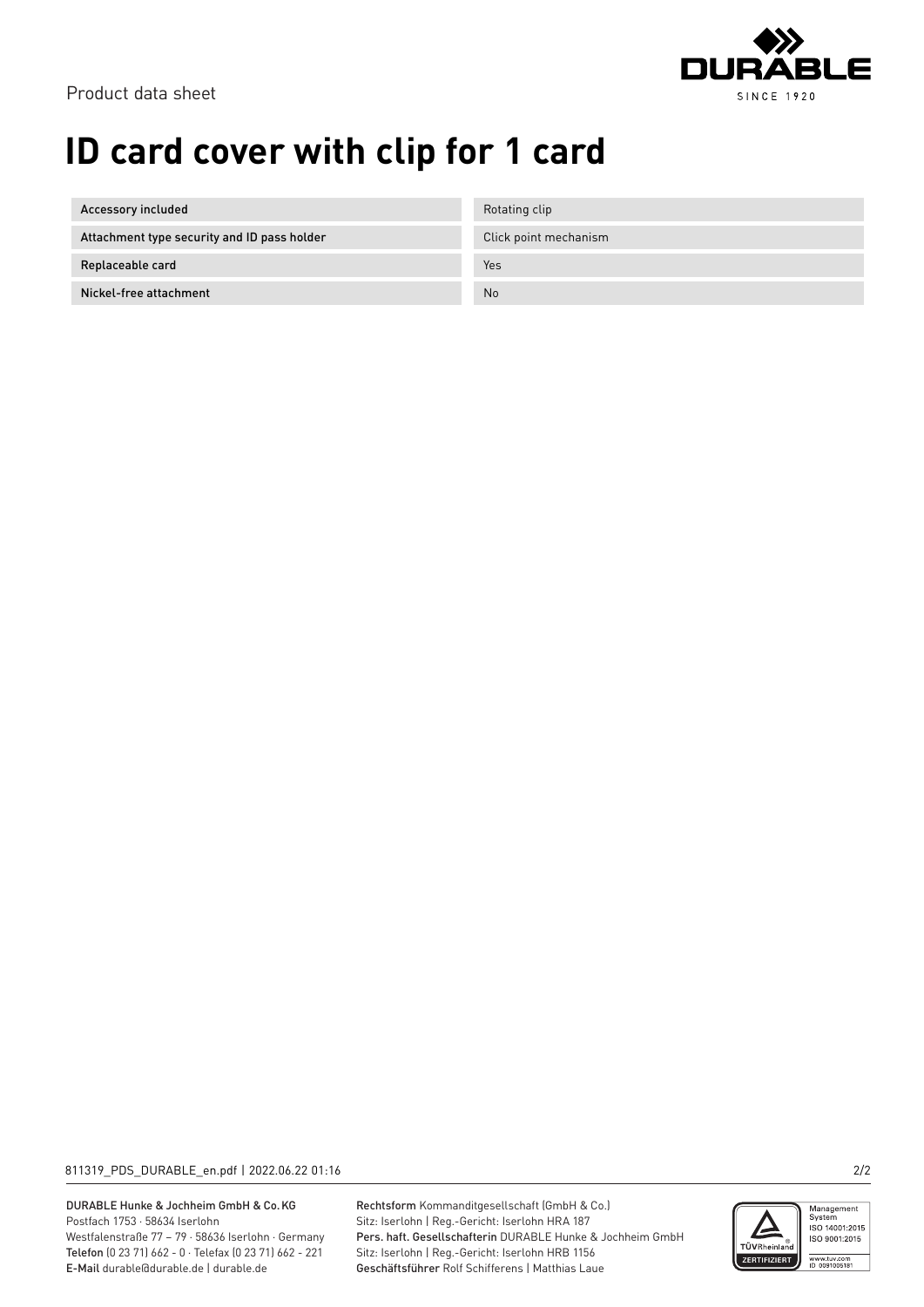# ID card cover with clip for 1 card

| | |
|---|---|
| Accessory included | Rotating clip |
| Attachment type security and ID pass holder | Click point mechanism |
| Replaceable card | Yes |
| Nickel-free attachment | No |

811319_PDS_DURABLE_en.pdf | 2022.06.22 01:16

DURABLE Hunke & Jochheim GmbH & Co.KG
Postfach 1753 · 58634 Iserlohn
Westfalenstraße 77 – 79 · 58636 Iserlohn · Germany
Telefon (0 23 71) 662 - 0 · Telefax (0 23 71) 662 - 221
E-Mail durable@durable.de | durable.de

Rechtsform Kommanditgesellschaft (GmbH & Co.)
Sitz: Iserlohn | Reg.-Gericht: Iserlohn HRA 187
Pers. haft. Gesellschafterin DURABLE Hunke & Jochheim GmbH
Sitz: Iserlohn | Reg.-Gericht: Iserlohn HRB 1156
Geschäftsführer Rolf Schifferens | Matthias Laue